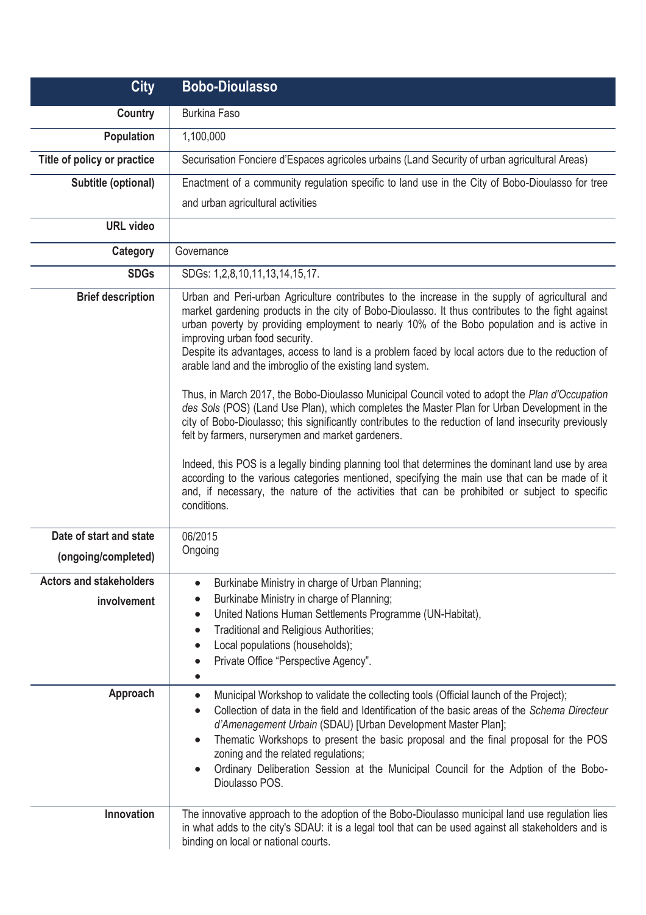| City | Bobo-Dioulasso |
|---|---|
| Country | Burkina Faso |
| Population | 1,100,000 |
| Title of policy or practice | Securisation Fonciere d'Espaces agricoles urbains (Land Security of urban agricultural Areas) |
| Subtitle (optional) | Enactment of a community regulation specific to land use in the City of Bobo-Dioulasso for tree and urban agricultural activities |
| URL video | |
| Category | Governance |
| SDGs | SDGs: 1,2,8,10,11,13,14,15,17. |
| Brief description | Urban and Peri-urban Agriculture contributes to the increase in the supply of agricultural and market gardening products in the city of Bobo-Dioulasso. It thus contributes to the fight against urban poverty by providing employment to nearly 10% of the Bobo population and is active in improving urban food security.<br>Despite its advantages, access to land is a problem faced by local actors due to the reduction of arable land and the imbroglio of the existing land system.<br><br>Thus, in March 2017, the Bobo-Dioulasso Municipal Council voted to adopt the *Plan d'Occupation des Sols* (POS) (Land Use Plan), which completes the Master Plan for Urban Development in the city of Bobo-Dioulasso; this significantly contributes to the reduction of land insecurity previously felt by farmers, nurserymen and market gardeners.<br><br>Indeed, this POS is a legally binding planning tool that determines the dominant land use by area according to the various categories mentioned, specifying the main use that can be made of it and, if necessary, the nature of the activities that can be prohibited or subject to specific conditions. |
| Date of start and state (ongoing/completed) | 06/2015<br>Ongoing |
| Actors and stakeholders involvement | • Burkinabe Ministry in charge of Urban Planning;<br>• Burkinabe Ministry in charge of Planning;<br>• United Nations Human Settlements Programme (UN-Habitat),<br>• Traditional and Religious Authorities;<br>• Local populations (households);<br>• Private Office "Perspective Agency".<br>• |
| Approach | • Municipal Workshop to validate the collecting tools (Official launch of the Project);<br>• Collection of data in the field and Identification of the basic areas of the *Schema Directeur d'Amenagement Urbain* (SDAU) [Urban Development Master Plan];<br>• Thematic Workshops to present the basic proposal and the final proposal for the POS zoning and the related regulations;<br>• Ordinary Deliberation Session at the Municipal Council for the Adption of the Bobo-Dioulasso POS. |
| Innovation | The innovative approach to the adoption of the Bobo-Dioulasso municipal land use regulation lies in what adds to the city's SDAU: it is a legal tool that can be used against all stakeholders and is binding on local or national courts. |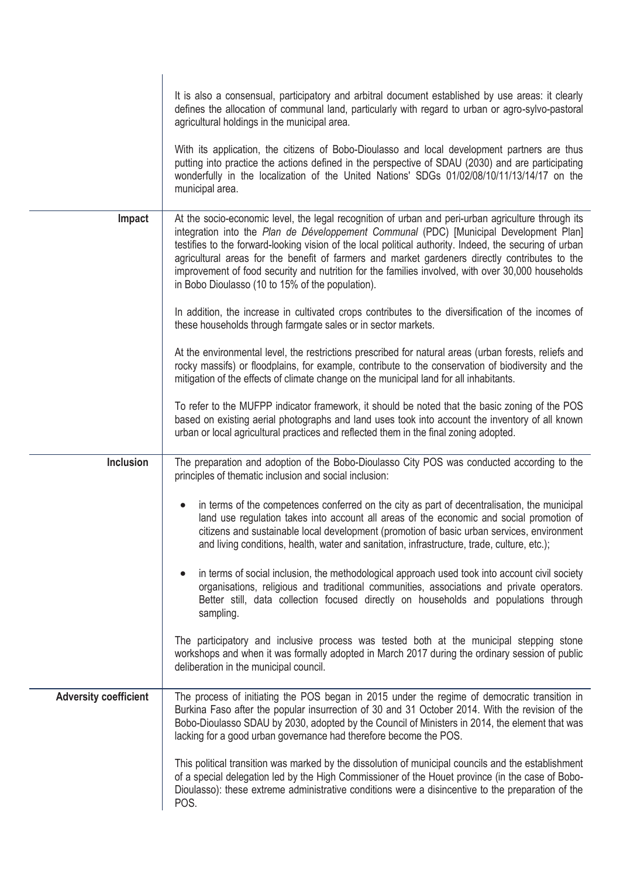| | |
|---|---|
| | It is also a consensual, participatory and arbitral document established by use areas: it clearly defines the allocation of communal land, particularly with regard to urban or agro-sylvo-pastoral agricultural holdings in the municipal area.<br><br>With its application, the citizens of Bobo-Dioulasso and local development partners are thus putting into practice the actions defined in the perspective of SDAU (2030) and are participating wonderfully in the localization of the United Nations' SDGs 01/02/08/10/11/13/14/17 on the municipal area. |
| **Impact** | At the socio-economic level, the legal recognition of urban and peri-urban agriculture through its integration into the *Plan de Développement Communal* (PDC) [Municipal Development Plan] testifies to the forward-looking vision of the local political authority. Indeed, the securing of urban agricultural areas for the benefit of farmers and market gardeners directly contributes to the improvement of food security and nutrition for the families involved, with over 30,000 households in Bobo Dioulasso (10 to 15% of the population).<br><br>In addition, the increase in cultivated crops contributes to the diversification of the incomes of these households through farmgate sales or in sector markets.<br><br>At the environmental level, the restrictions prescribed for natural areas (urban forests, reliefs and rocky massifs) or floodplains, for example, contribute to the conservation of biodiversity and the mitigation of the effects of climate change on the municipal land for all inhabitants.<br><br>To refer to the MUFPP indicator framework, it should be noted that the basic zoning of the POS based on existing aerial photographs and land uses took into account the inventory of all known urban or local agricultural practices and reflected them in the final zoning adopted. |
| **Inclusion** | The preparation and adoption of the Bobo-Dioulasso City POS was conducted according to the principles of thematic inclusion and social inclusion:<br><br>• in terms of the competences conferred on the city as part of decentralisation, the municipal land use regulation takes into account all areas of the economic and social promotion of citizens and sustainable local development (promotion of basic urban services, environment and living conditions, health, water and sanitation, infrastructure, trade, culture, etc.);<br><br>• in terms of social inclusion, the methodological approach used took into account civil society organisations, religious and traditional communities, associations and private operators. Better still, data collection focused directly on households and populations through sampling.<br><br>The participatory and inclusive process was tested both at the municipal stepping stone workshops and when it was formally adopted in March 2017 during the ordinary session of public deliberation in the municipal council. |
| **Adversity coefficient** | The process of initiating the POS began in 2015 under the regime of democratic transition in Burkina Faso after the popular insurrection of 30 and 31 October 2014. With the revision of the Bobo-Dioulasso SDAU by 2030, adopted by the Council of Ministers in 2014, the element that was lacking for a good urban governance had therefore become the POS.<br><br>This political transition was marked by the dissolution of municipal councils and the establishment of a special delegation led by the High Commissioner of the Houet province (in the case of Bobo-Dioulasso): these extreme administrative conditions were a disincentive to the preparation of the POS. |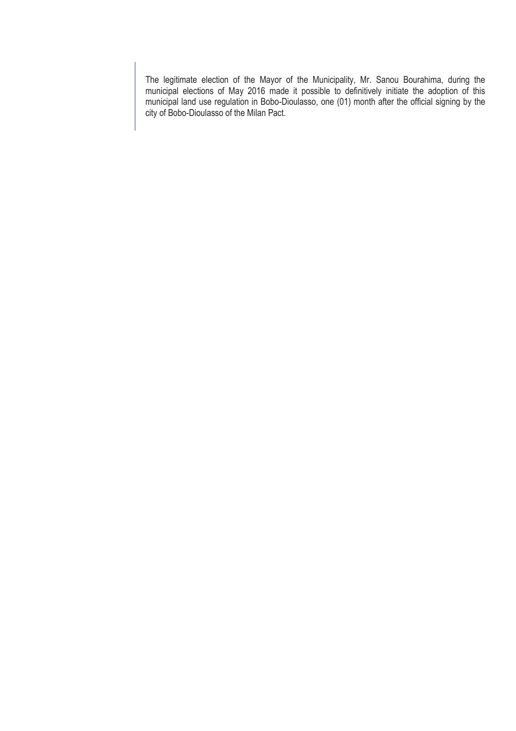The legitimate election of the Mayor of the Municipality, Mr. Sanou Bourahima, during the municipal elections of May 2016 made it possible to definitively initiate the adoption of this municipal land use regulation in Bobo-Dioulasso, one (01) month after the official signing by the city of Bobo-Dioulasso of the Milan Pact.